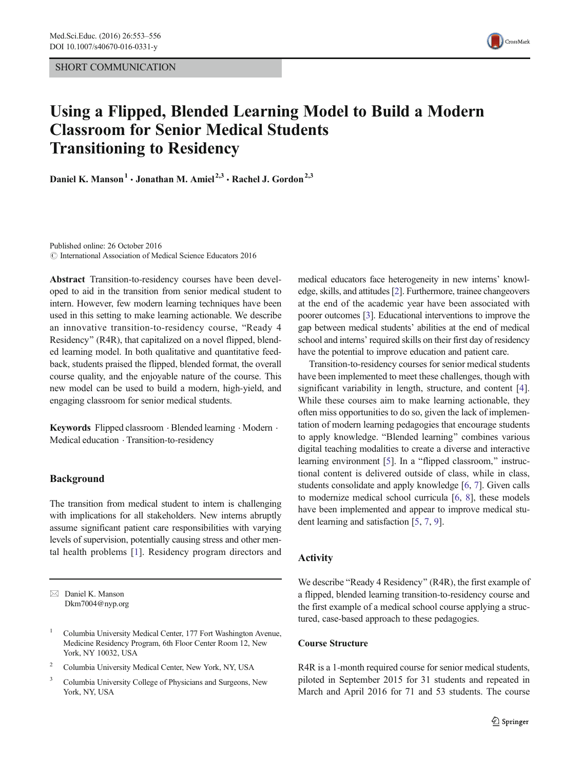SHORT COMMUNICATION

# Using a Flipped, Blended Learning Model to Build a Modern Classroom for Senior Medical Students Transitioning to Residency

**Daniel K. Manson[1] · Jonathan M. Amiel[2,3] · Rachel J. Gordon[2,3]**

Published online: 26 October 2016
© International Association of Medical Science Educators 2016

**Abstract** Transition-to-residency courses have been developed to aid in the transition from senior medical student to intern. However, few modern learning techniques have been used in this setting to make learning actionable. We describe an innovative transition-to-residency course, "Ready 4 Residency" (R4R), that capitalized on a novel flipped, blended learning model. In both qualitative and quantitative feedback, students praised the flipped, blended format, the overall course quality, and the enjoyable nature of the course. This new model can be used to build a modern, high-yield, and engaging classroom for senior medical students.

**Keywords** Flipped classroom · Blended learning · Modern · Medical education · Transition-to-residency

## Background

The transition from medical student to intern is challenging with implications for all stakeholders. New interns abruptly assume significant patient care responsibilities with varying levels of supervision, potentially causing stress and other mental health problems [1]. Residency program directors and medical educators face heterogeneity in new interns' knowledge, skills, and attitudes [2]. Furthermore, trainee changeovers at the end of the academic year have been associated with poorer outcomes [3]. Educational interventions to improve the gap between medical students' abilities at the end of medical school and interns' required skills on their first day of residency have the potential to improve education and patient care.

Transition-to-residency courses for senior medical students have been implemented to meet these challenges, though with significant variability in length, structure, and content [4]. While these courses aim to make learning actionable, they often miss opportunities to do so, given the lack of implementation of modern learning pedagogies that encourage students to apply knowledge. "Blended learning" combines various digital teaching modalities to create a diverse and interactive learning environment [5]. In a "flipped classroom," instructional content is delivered outside of class, while in class, students consolidate and apply knowledge [6, 7]. Given calls to modernize medical school curricula [6, 8], these models have been implemented and appear to improve medical student learning and satisfaction [5, 7, 9].

## Activity

We describe "Ready 4 Residency" (R4R), the first example of a flipped, blended learning transition-to-residency course and the first example of a medical school course applying a structured, case-based approach to these pedagogies.

### Course Structure

R4R is a 1-month required course for senior medical students, piloted in September 2015 for 31 students and repeated in March and April 2016 for 71 and 53 students. The course

---

✉ Daniel K. Manson
Dkm7004@nyp.org

[1] Columbia University Medical Center, 177 Fort Washington Avenue, Medicine Residency Program, 6th Floor Center Room 12, New York, NY 10032, USA

[2] Columbia University Medical Center, New York, NY, USA

[3] Columbia University College of Physicians and Surgeons, New York, NY, USA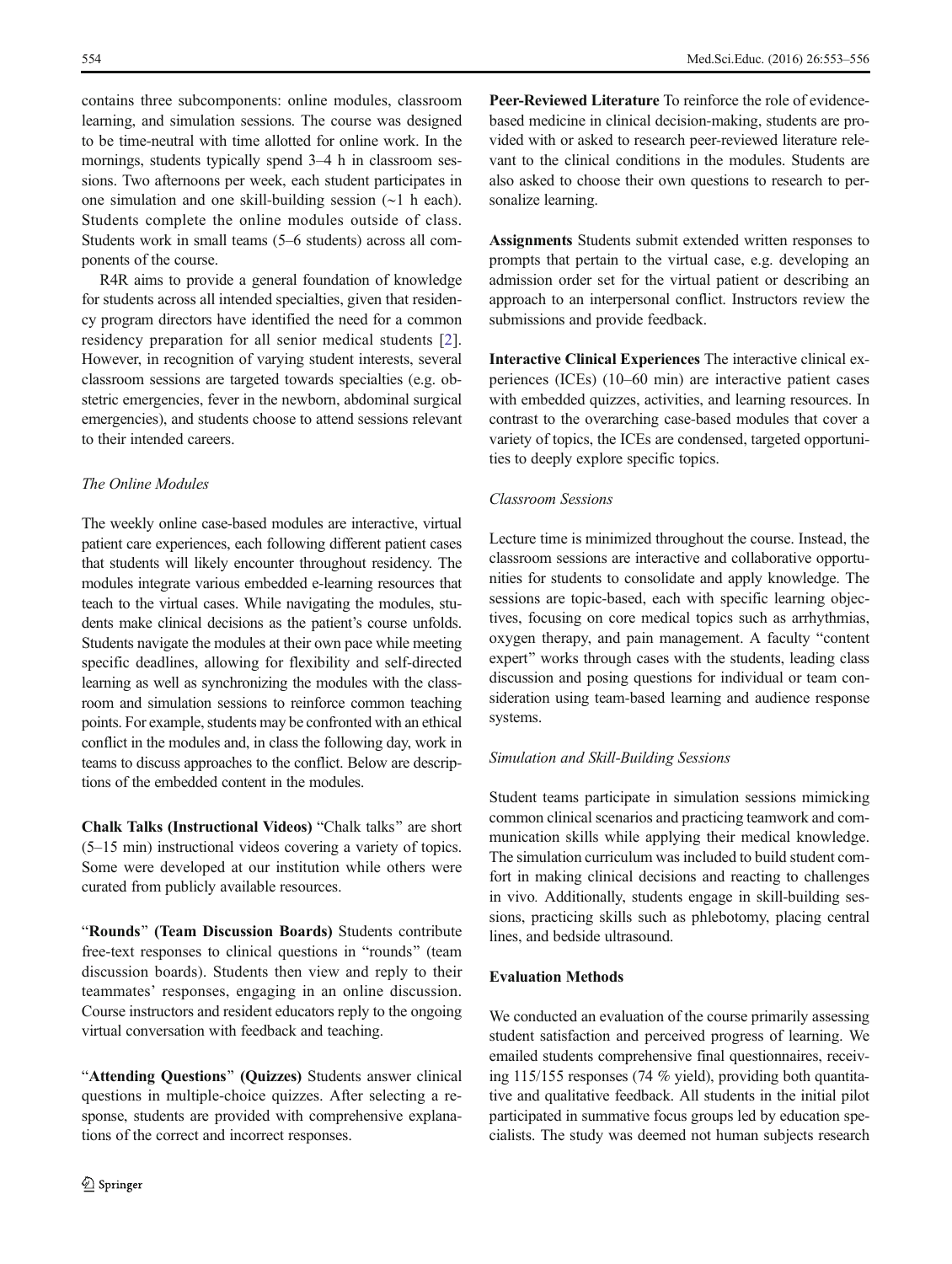contains three subcomponents: online modules, classroom learning, and simulation sessions. The course was designed to be time-neutral with time allotted for online work. In the mornings, students typically spend 3–4 h in classroom sessions. Two afternoons per week, each student participates in one simulation and one skill-building session (~1 h each). Students complete the online modules outside of class. Students work in small teams (5–6 students) across all components of the course.

R4R aims to provide a general foundation of knowledge for students across all intended specialties, given that residency program directors have identified the need for a common residency preparation for all senior medical students [2]. However, in recognition of varying student interests, several classroom sessions are targeted towards specialties (e.g. obstetric emergencies, fever in the newborn, abdominal surgical emergencies), and students choose to attend sessions relevant to their intended careers.

*The Online Modules*

The weekly online case-based modules are interactive, virtual patient care experiences, each following different patient cases that students will likely encounter throughout residency. The modules integrate various embedded e-learning resources that teach to the virtual cases. While navigating the modules, students make clinical decisions as the patient's course unfolds. Students navigate the modules at their own pace while meeting specific deadlines, allowing for flexibility and self-directed learning as well as synchronizing the modules with the classroom and simulation sessions to reinforce common teaching points. For example, students may be confronted with an ethical conflict in the modules and, in class the following day, work in teams to discuss approaches to the conflict. Below are descriptions of the embedded content in the modules.

**Chalk Talks (Instructional Videos)** "Chalk talks" are short (5–15 min) instructional videos covering a variety of topics. Some were developed at our institution while others were curated from publicly available resources.

"**Rounds**" **(Team Discussion Boards)** Students contribute free-text responses to clinical questions in "rounds" (team discussion boards). Students then view and reply to their teammates' responses, engaging in an online discussion. Course instructors and resident educators reply to the ongoing virtual conversation with feedback and teaching.

"**Attending Questions**" **(Quizzes)** Students answer clinical questions in multiple-choice quizzes. After selecting a response, students are provided with comprehensive explanations of the correct and incorrect responses.

**Peer-Reviewed Literature** To reinforce the role of evidence-based medicine in clinical decision-making, students are provided with or asked to research peer-reviewed literature relevant to the clinical conditions in the modules. Students are also asked to choose their own questions to research to personalize learning.

**Assignments** Students submit extended written responses to prompts that pertain to the virtual case, e.g. developing an admission order set for the virtual patient or describing an approach to an interpersonal conflict. Instructors review the submissions and provide feedback.

**Interactive Clinical Experiences** The interactive clinical experiences (ICEs) (10–60 min) are interactive patient cases with embedded quizzes, activities, and learning resources. In contrast to the overarching case-based modules that cover a variety of topics, the ICEs are condensed, targeted opportunities to deeply explore specific topics.

*Classroom Sessions*

Lecture time is minimized throughout the course. Instead, the classroom sessions are interactive and collaborative opportunities for students to consolidate and apply knowledge. The sessions are topic-based, each with specific learning objectives, focusing on core medical topics such as arrhythmias, oxygen therapy, and pain management. A faculty "content expert" works through cases with the students, leading class discussion and posing questions for individual or team consideration using team-based learning and audience response systems.

*Simulation and Skill-Building Sessions*

Student teams participate in simulation sessions mimicking common clinical scenarios and practicing teamwork and communication skills while applying their medical knowledge. The simulation curriculum was included to build student comfort in making clinical decisions and reacting to challenges in vivo. Additionally, students engage in skill-building sessions, practicing skills such as phlebotomy, placing central lines, and bedside ultrasound.

## Evaluation Methods

We conducted an evaluation of the course primarily assessing student satisfaction and perceived progress of learning. We emailed students comprehensive final questionnaires, receiving 115/155 responses (74 % yield), providing both quantitative and qualitative feedback. All students in the initial pilot participated in summative focus groups led by education specialists. The study was deemed not human subjects research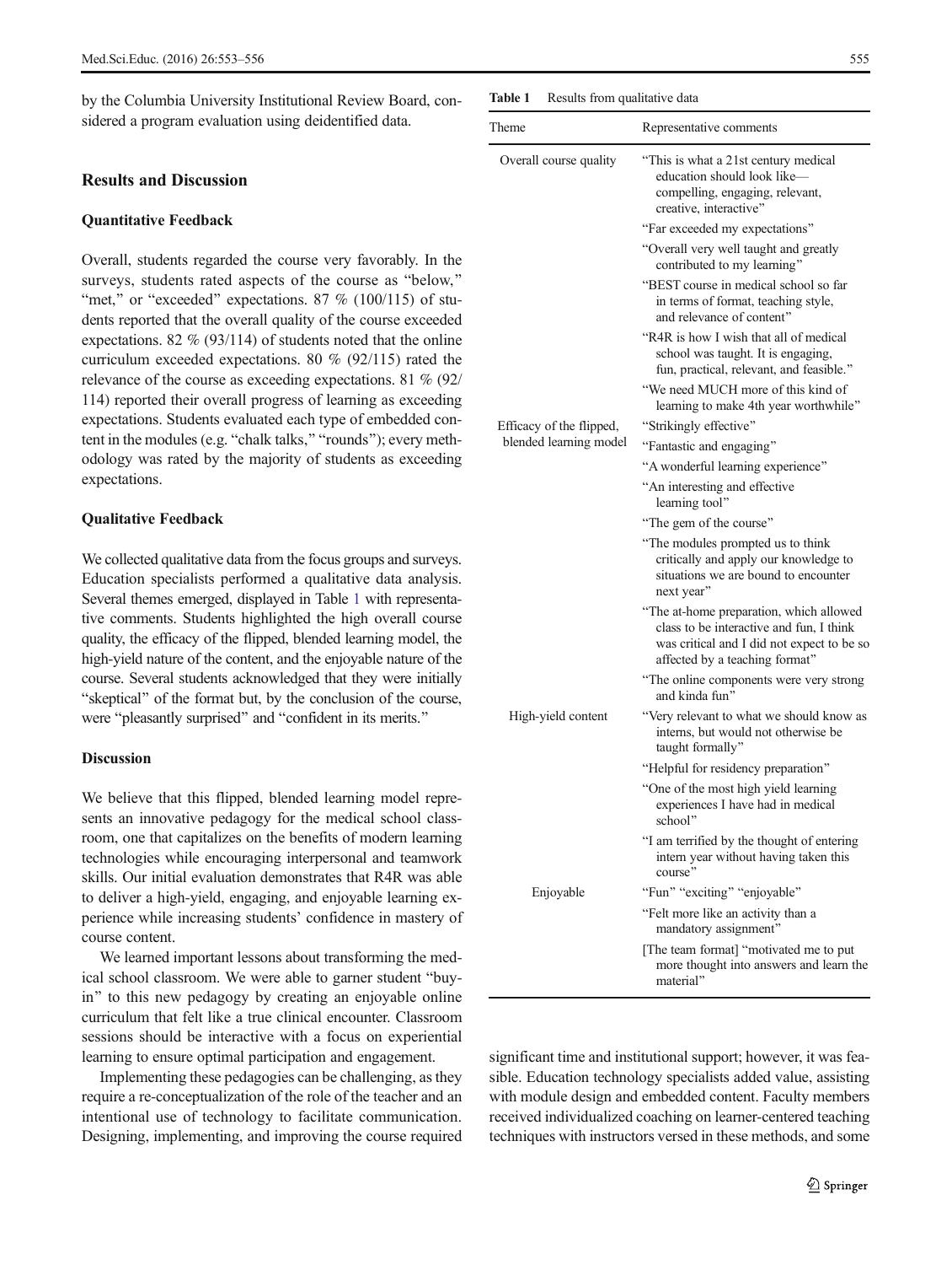by the Columbia University Institutional Review Board, considered a program evaluation using deidentified data.

## Results and Discussion

### Quantitative Feedback

Overall, students regarded the course very favorably. In the surveys, students rated aspects of the course as "below," "met," or "exceeded" expectations. 87 % (100/115) of students reported that the overall quality of the course exceeded expectations. 82 % (93/114) of students noted that the online curriculum exceeded expectations. 80 % (92/115) rated the relevance of the course as exceeding expectations. 81 % (92/114) reported their overall progress of learning as exceeding expectations. Students evaluated each type of embedded content in the modules (e.g. "chalk talks," "rounds"); every methodology was rated by the majority of students as exceeding expectations.

### Qualitative Feedback

We collected qualitative data from the focus groups and surveys. Education specialists performed a qualitative data analysis. Several themes emerged, displayed in Table 1 with representative comments. Students highlighted the high overall course quality, the efficacy of the flipped, blended learning model, the high-yield nature of the content, and the enjoyable nature of the course. Several students acknowledged that they were initially "skeptical" of the format but, by the conclusion of the course, were "pleasantly surprised" and "confident in its merits."

**Table 1** Results from qualitative data

| Theme | Representative comments |
|---|---|
| Overall course quality | "This is what a 21st century medical education should look like—compelling, engaging, relevant, creative, interactive" |
| | "Far exceeded my expectations" |
| | "Overall very well taught and greatly contributed to my learning" |
| | "BEST course in medical school so far in terms of format, teaching style, and relevance of content" |
| | "R4R is how I wish that all of medical school was taught. It is engaging, fun, practical, relevant, and feasible." |
| | "We need MUCH more of this kind of learning to make 4th year worthwhile" |
| Efficacy of the flipped, blended learning model | "Strikingly effective" |
| | "Fantastic and engaging" |
| | "A wonderful learning experience" |
| | "An interesting and effective learning tool" |
| | "The gem of the course" |
| | "The modules prompted us to think critically and apply our knowledge to situations we are bound to encounter next year" |
| | "The at-home preparation, which allowed class to be interactive and fun, I think was critical and I did not expect to be so affected by a teaching format" |
| | "The online components were very strong and kinda fun" |
| High-yield content | "Very relevant to what we should know as interns, but would not otherwise be taught formally" |
| | "Helpful for residency preparation" |
| | "One of the most high yield learning experiences I have had in medical school" |
| | "I am terrified by the thought of entering intern year without having taken this course" |
| Enjoyable | "Fun" "exciting" "enjoyable" |
| | "Felt more like an activity than a mandatory assignment" |
| | [The team format] "motivated me to put more thought into answers and learn the material" |

### Discussion

We believe that this flipped, blended learning model represents an innovative pedagogy for the medical school classroom, one that capitalizes on the benefits of modern learning technologies while encouraging interpersonal and teamwork skills. Our initial evaluation demonstrates that R4R was able to deliver a high-yield, engaging, and enjoyable learning experience while increasing students' confidence in mastery of course content.

We learned important lessons about transforming the medical school classroom. We were able to garner student "buy-in" to this new pedagogy by creating an enjoyable online curriculum that felt like a true clinical encounter. Classroom sessions should be interactive with a focus on experiential learning to ensure optimal participation and engagement.

Implementing these pedagogies can be challenging, as they require a re-conceptualization of the role of the teacher and an intentional use of technology to facilitate communication. Designing, implementing, and improving the course required significant time and institutional support; however, it was feasible. Education technology specialists added value, assisting with module design and embedded content. Faculty members received individualized coaching on learner-centered teaching techniques with instructors versed in these methods, and some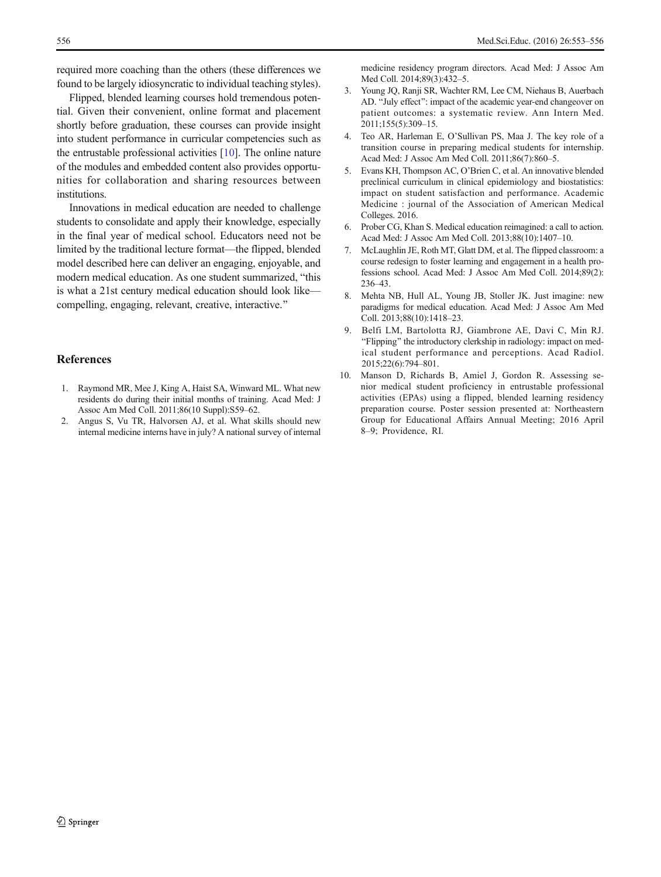required more coaching than the others (these differences we found to be largely idiosyncratic to individual teaching styles).

Flipped, blended learning courses hold tremendous potential. Given their convenient, online format and placement shortly before graduation, these courses can provide insight into student performance in curricular competencies such as the entrustable professional activities [10]. The online nature of the modules and embedded content also provides opportunities for collaboration and sharing resources between institutions.

Innovations in medical education are needed to challenge students to consolidate and apply their knowledge, especially in the final year of medical school. Educators need not be limited by the traditional lecture format—the flipped, blended model described here can deliver an engaging, enjoyable, and modern medical education. As one student summarized, "this is what a 21st century medical education should look like—compelling, engaging, relevant, creative, interactive."

## References

1. Raymond MR, Mee J, King A, Haist SA, Winward ML. What new residents do during their initial months of training. Acad Med: J Assoc Am Med Coll. 2011;86(10 Suppl):S59–62.
2. Angus S, Vu TR, Halvorsen AJ, et al. What skills should new internal medicine interns have in july? A national survey of internal medicine residency program directors. Acad Med: J Assoc Am Med Coll. 2014;89(3):432–5.
3. Young JQ, Ranji SR, Wachter RM, Lee CM, Niehaus B, Auerbach AD. "July effect": impact of the academic year-end changeover on patient outcomes: a systematic review. Ann Intern Med. 2011;155(5):309–15.
4. Teo AR, Harleman E, O'Sullivan PS, Maa J. The key role of a transition course in preparing medical students for internship. Acad Med: J Assoc Am Med Coll. 2011;86(7):860–5.
5. Evans KH, Thompson AC, O'Brien C, et al. An innovative blended preclinical curriculum in clinical epidemiology and biostatistics: impact on student satisfaction and performance. Academic Medicine : journal of the Association of American Medical Colleges. 2016.
6. Prober CG, Khan S. Medical education reimagined: a call to action. Acad Med: J Assoc Am Med Coll. 2013;88(10):1407–10.
7. McLaughlin JE, Roth MT, Glatt DM, et al. The flipped classroom: a course redesign to foster learning and engagement in a health professions school. Acad Med: J Assoc Am Med Coll. 2014;89(2): 236–43.
8. Mehta NB, Hull AL, Young JB, Stoller JK. Just imagine: new paradigms for medical education. Acad Med: J Assoc Am Med Coll. 2013;88(10):1418–23.
9. Belfi LM, Bartolotta RJ, Giambrone AE, Davi C, Min RJ. "Flipping" the introductory clerkship in radiology: impact on medical student performance and perceptions. Acad Radiol. 2015;22(6):794–801.
10. Manson D, Richards B, Amiel J, Gordon R. Assessing senior medical student proficiency in entrustable professional activities (EPAs) using a flipped, blended learning residency preparation course. Poster session presented at: Northeastern Group for Educational Affairs Annual Meeting; 2016 April 8–9; Providence, RI.